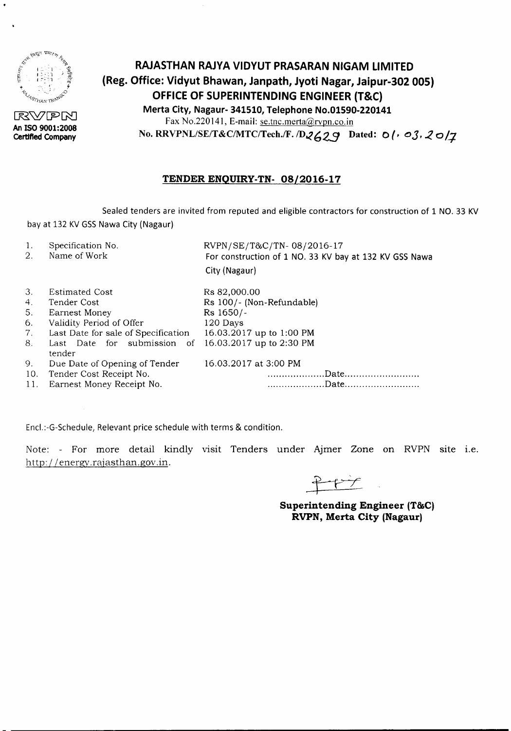RVPN
An ISO 9001:2008 Certified Company

# RAJASTHAN RAJYA VIDYUT PRASARAN NIGAM LIMITED
## (Reg. Office: Vidyut Bhawan, Janpath, Jyoti Nagar, Jaipur-302 005)
## OFFICE OF SUPERINTENDING ENGINEER (T&C)
**Merta City, Nagaur- 341510, Telephone No.01590-220141**
Fax No.220141, E-mail: se.tnc.merta@rvpn.co.in
**No. RRVPNL/SE/T&C/MTC/Tech./F. /D2629 Dated: 01.03.2017**

### TENDER ENQUIRY-TN- 08/2016-17

Sealed tenders are invited from reputed and eligible contractors for construction of 1 NO. 33 KV bay at 132 KV GSS Nawa City (Nagaur)

| | | |
|---|---|---|
| 1. | Specification No. | RVPN/SE/T&C/TN- 08/2016-17 |
| 2. | Name of Work | For construction of 1 NO. 33 KV bay at 132 KV GSS Nawa City (Nagaur) |
| 3. | Estimated Cost | Rs 82,000.00 |
| 4. | Tender Cost | Rs 100/- (Non-Refundable) |
| 5. | Earnest Money | Rs 1650/- |
| 6. | Validity Period of Offer | 120 Days |
| 7. | Last Date for sale of Specification | 16.03.2017 up to 1:00 PM |
| 8. | Last Date for submission of tender | 16.03.2017 up to 2:30 PM |
| 9. | Due Date of Opening of Tender | 16.03.2017 at 3:00 PM |
| 10. | Tender Cost Receipt No. | ....................Date.......................... |
| 11. | Earnest Money Receipt No. | ....................Date.......................... |

Encl.:-G-Schedule, Relevant price schedule with terms & condition.

Note: - For more detail kindly visit Tenders under Ajmer Zone on RVPN site i.e. http://energy.rajasthan.gov.in.

**Superintending Engineer (T&C)**
**RVPN, Merta City (Nagaur)**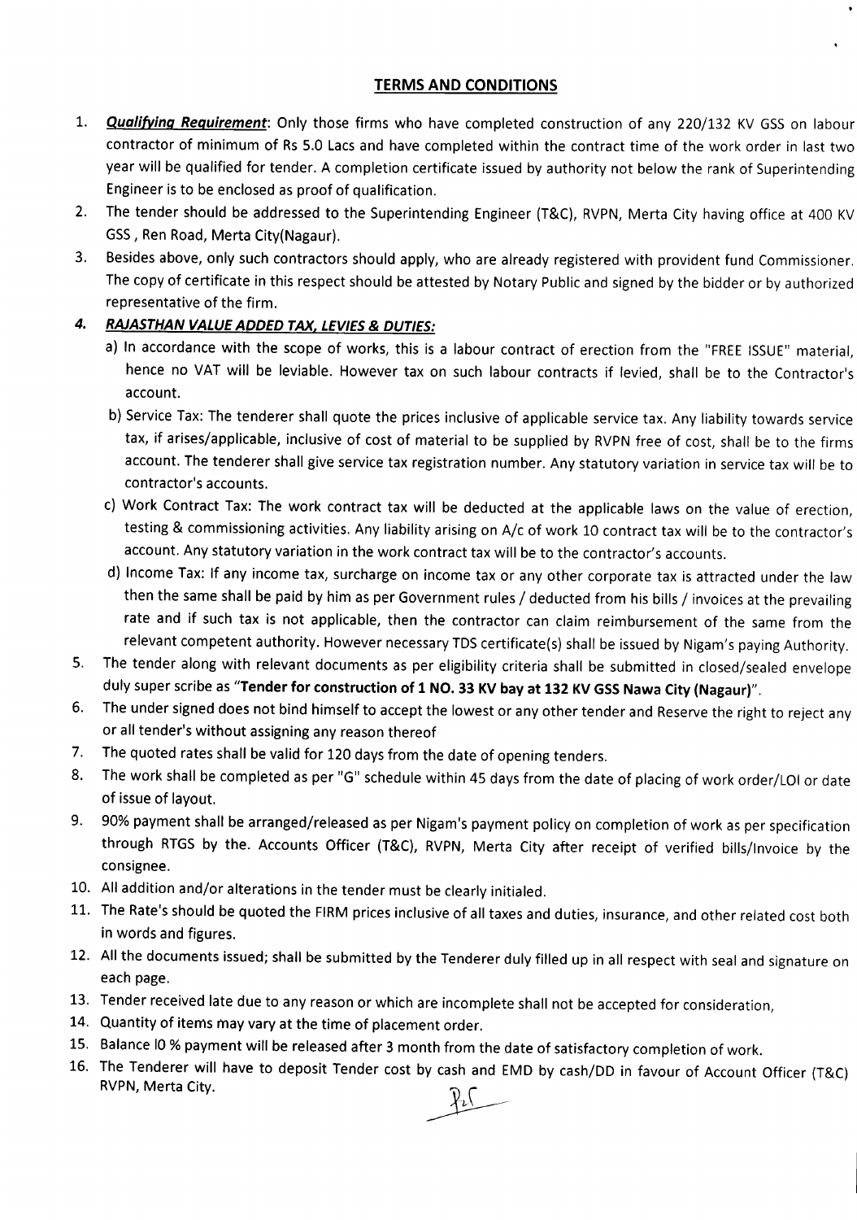## TERMS AND CONDITIONS

1. ***Qualifying Requirement***: Only those firms who have completed construction of any 220/132 KV GSS on labour contractor of minimum of Rs 5.0 Lacs and have completed within the contract time of the work order in last two year will be qualified for tender. A completion certificate issued by authority not below the rank of Superintending Engineer is to be enclosed as proof of qualification.
2. The tender should be addressed to the Superintending Engineer (T&C), RVPN, Merta City having office at 400 KV GSS , Ren Road, Merta City(Nagaur).
3. Besides above, only such contractors should apply, who are already registered with provident fund Commissioner. The copy of certificate in this respect should be attested by Notary Public and signed by the bidder or by authorized representative of the firm.
4. ***RAJASTHAN VALUE ADDED TAX, LEVIES & DUTIES:***
   a) In accordance with the scope of works, this is a labour contract of erection from the "FREE ISSUE" material, hence no VAT will be leviable. However tax on such labour contracts if levied, shall be to the Contractor's account.
   b) Service Tax: The tenderer shall quote the prices inclusive of applicable service tax. Any liability towards service tax, if arises/applicable, inclusive of cost of material to be supplied by RVPN free of cost, shall be to the firms account. The tenderer shall give service tax registration number. Any statutory variation in service tax will be to contractor's accounts.
   c) Work Contract Tax: The work contract tax will be deducted at the applicable laws on the value of erection, testing & commissioning activities. Any liability arising on A/c of work 10 contract tax will be to the contractor's account. Any statutory variation in the work contract tax will be to the contractor's accounts.
   d) Income Tax: If any income tax, surcharge on income tax or any other corporate tax is attracted under the law then the same shall be paid by him as per Government rules / deducted from his bills / invoices at the prevailing rate and if such tax is not applicable, then the contractor can claim reimbursement of the same from the relevant competent authority. However necessary TDS certificate(s) shall be issued by Nigam's paying Authority.
5. The tender along with relevant documents as per eligibility criteria shall be submitted in closed/sealed envelope duly super scribe as "**Tender for construction of 1 NO. 33 KV bay at 132 KV GSS Nawa City (Nagaur)**".
6. The under signed does not bind himself to accept the lowest or any other tender and Reserve the right to reject any or all tender's without assigning any reason thereof
7. The quoted rates shall be valid for 120 days from the date of opening tenders.
8. The work shall be completed as per "G" schedule within 45 days from the date of placing of work order/LOI or date of issue of layout.
9. 90% payment shall be arranged/released as per Nigam's payment policy on completion of work as per specification through RTGS by the. Accounts Officer (T&C), RVPN, Merta City after receipt of verified bills/Invoice by the consignee.
10. All addition and/or alterations in the tender must be clearly initialed.
11. The Rate's should be quoted the FIRM prices inclusive of all taxes and duties, insurance, and other related cost both in words and figures.
12. All the documents issued; shall be submitted by the Tenderer duly filled up in all respect with seal and signature on each page.
13. Tender received late due to any reason or which are incomplete shall not be accepted for consideration,
14. Quantity of items may vary at the time of placement order.
15. Balance l0 % payment will be released after 3 month from the date of satisfactory completion of work.
16. The Tenderer will have to deposit Tender cost by cash and EMD by cash/DD in favour of Account Officer (T&C) RVPN, Merta City.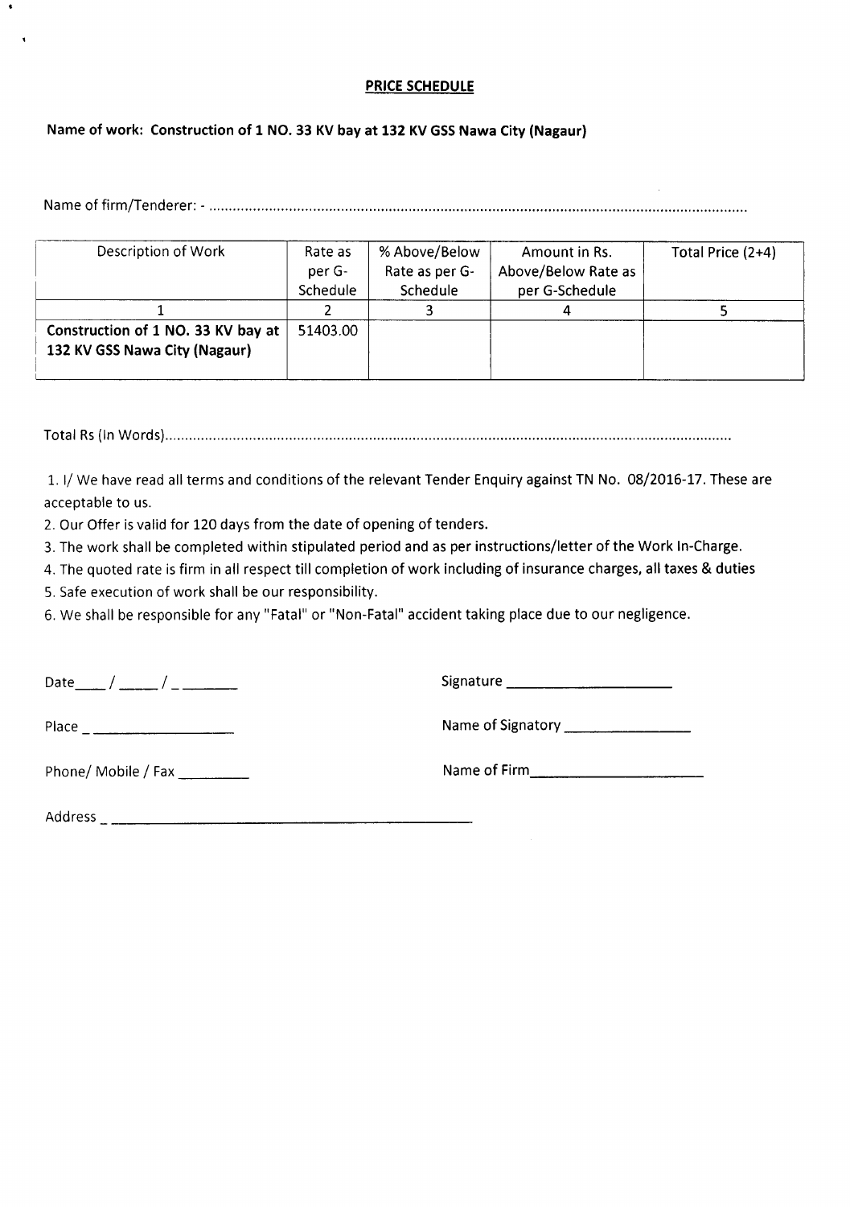## PRICE SCHEDULE

**Name of work: Construction of 1 NO. 33 KV bay at 132 KV GSS Nawa City (Nagaur)**

Name of firm/Tenderer: - ..........................................................................................................................................

| Description of Work | Rate as per G-Schedule | % Above/Below Rate as per G-Schedule | Amount in Rs. Above/Below Rate as per G-Schedule | Total Price (2+4) |
|---|---|---|---|---|
| 1 | 2 | 3 | 4 | 5 |
| **Construction of 1 NO. 33 KV bay at 132 KV GSS Nawa City (Nagaur)** | 51403.00 | | | |

Total Rs (In Words).........................................................................................................................................

1. I/ We have read all terms and conditions of the relevant Tender Enquiry against TN No. 08/2016-17. These are acceptable to us.
2. Our Offer is valid for 120 days from the date of opening of tenders.
3. The work shall be completed within stipulated period and as per instructions/letter of the Work In-Charge.
4. The quoted rate is firm in all respect till completion of work including of insurance charges, all taxes & duties
5. Safe execution of work shall be our responsibility.
6. We shall be responsible for any "Fatal" or "Non-Fatal" accident taking place due to our negligence.

Date____/_____/________

Signature ______________________

Place ____________________

Name of Signatory _________________

Phone/ Mobile / Fax _________

Name of Firm______________________

Address ________________________________________________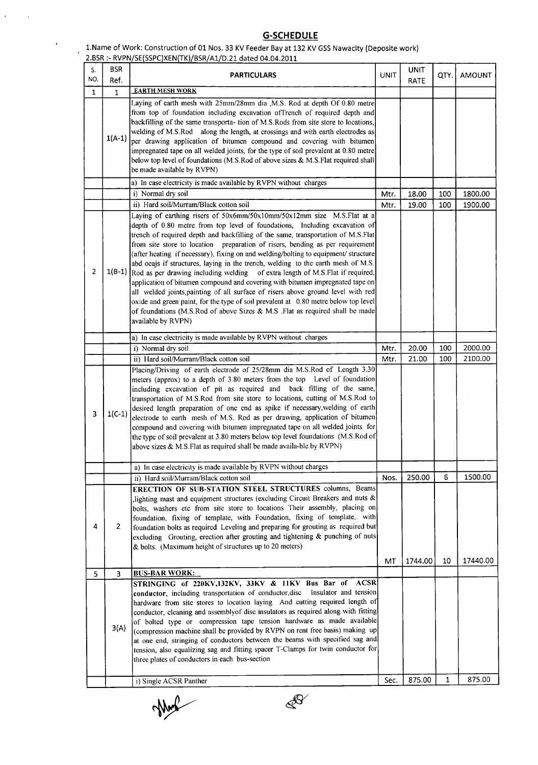## G-SCHEDULE

1.Name of Work: Construction of 01 Nos. 33 KV Feeder Bay at 132 KV GSS Nawacity (Deposite work)
2.BSR :- RVPN/SE(SSPC)XEN(TK)/BSR/A1/D.21 dated 04.04.2011

| S. NO. | BSR Ref. | PARTICULARS | UNIT | UNIT RATE | QTY. | AMOUNT |
|---|---|---|---|---|---|---|
| 1 | 1 | **EARTH MESH WORK** | | | | |
| | 1(A-1) | Laying of earth mesh with 25mm/28mm dia ,M.S. Rod at depth Of 0.80 metre from top of foundation including excavation ofTrench of required depth and backfilling of the same transporta- tion of M.S.Rods from site store to locations, welding of M.S.Rod along the length, at crossings and with earth electrodes as per drawing application of bitumen compound and covering with bitumen impregnated tape on all welded joints, for the type of soil prevalent at 0.80 metre below top level of foundations (M.S.Rod of above sizes & M.S.Flat required shall be made available by RVPN) | | | | |
| | | a) In case electricity is made available by RVPN without charges | | | | |
| | | i) Normal dry soil | Mtr. | 18.00 | 100 | 1800.00 |
| | | ii) Hard soil/Murram/Black cotton soil | Mtr. | 19.00 | 100 | 1900.00 |
| 2 | 1(B-1) | Laying of earthing risers of 50x6mm/50x10mm/50x12mm size M.S.Flat at a depth of 0.80 metre from top level of foundations, Including excavation of trench of required depth and backfilling of the same, transportation of M.S.Flat from site store to location preparation of risers, bending as per requirement (after heating if necessary), fixing on and welding/bolting to equipment/ structure abd oeajs if structures, laying in the trench, welding to the earth mesh of M.S. Rod as per drawing including welding of extra length of M.S.Flat if required, application of bitumen compound and covering with bitumen impregnated tape on all welded joints,painting of all surface of risers above ground level with red oxide and green paint, for the type of soil prevalent at 0.80 metre below top level of foundations (M.S.Rod of above Sizes & M.S .Flat as required shall be made available by RVPN) | | | | |
| | | a) In case electricity is made available by RVPN without charges | | | | |
| | | i) Normal dry soil | Mtr. | 20.00 | 100 | 2000.00 |
| | | ii) Hard soil/Murram/Black cotton soil | Mtr. | 21.00 | 100 | 2100.00 |
| 3 | 1(C-1) | Placing/Driving of earth electrode of 25/28mm dia M.S.Rod of Length 3.30 meters (approx) to a depth of 3.80 meters from the top Level of foundation including excavation of pit as required and back filling of the same, transportation of M.S.Rod from site store to locations, cutting of M.S.Rod to desired length preparation of one end as spike if necessary,welding of earth electrode to earth mesh of M.S. Rod as per drawing, application of bitumen compound and covering with bitumen impregnated tape on all welded joints for the type of soil prevalent at 3.80 meters below top level foundations (M.S.Rod of above sizes & M.S.Flat as required shall be made availa-ble by RVPN) | | | | |
| | | a) In case electricity is made available by RVPN without charges | | | | |
| | | ii) Hard soil/Murram/Black cotton soil | Nos. | 250.00 | 6 | 1500.00 |
| 4 | 2 | **ERECTION OF SUB-STATION STEEL STRUCTURES** columns, Beams ,lighting mast and equipment structures (excluding Circuit Breakers and nuts & bolts, washers etc from site store to locations .Their assembly, placing on foundation, fixing of template, with Foundation, fixing of template,. with foundation bolts as required Leveling and preparing for grouting as required but excluding Grouting, erection after grouting and tightening & punching of nuts & bolts. (Maximum height of structures up to 20 meters) | MT | 1744.00 | 10 | 17440.00 |
| 5 | 3 | **BUS-BAR WORK:** | | | | |
| | 3(A) | **STRINGING of 220KV,132KV, 33KV & 11KV Bus Bar of ACSR conductor**, including transportation of conductor,disc Insulator and tension hardware from site stores to location laying And cutting required length of conductor, cleaning and assemblyof disc insulators as required along with fitting of bolted type or compression tape tension hardware as made available (compression machine shall be provided by RVPN on rent free basis) making up at one end, stringing of conductors between the beams with specified sag and tension, also equalizing sag and fitting spacer T-Clamps for twin conductor for three plates of conductors in each bus-section | | | | |
| | | i) Single ACSR Panther | Sec. | 875.00 | 1 | 875.00 |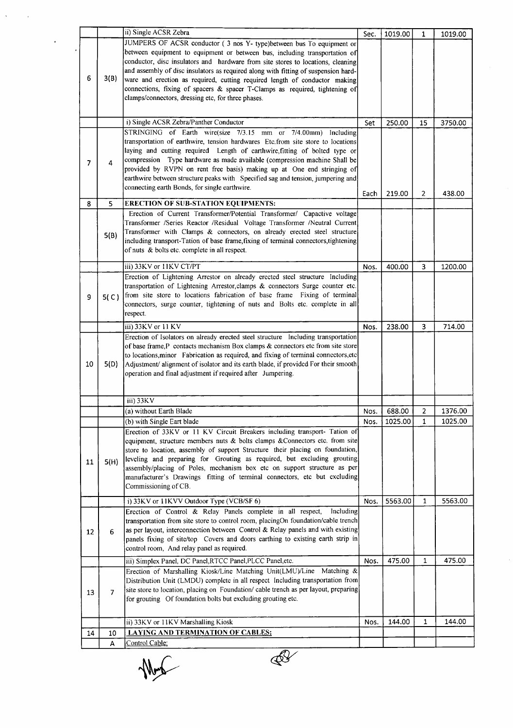| | | ii) Single ACSR Zebra | Sec. | 1019.00 | 1 | 1019.00 |
|---|---|---|---|---|---|---|
| 6 | 3(B) | JUMPERS OF ACSR conductor ( 3 nos Y- type)between bus To equipment or between equipment to equipment or between bus, including transportation of conductor, disc insulators and hardware from site stores to locations, cleaning and assembly of disc insulators as required along with fitting of suspension hard-ware and erection as required, cutting required length of conductor making connections, fixing of spacers & spacer T-Clamps as required, tightening of clamps/connectors, dressing etc, for three phases. | | | | |
| | | i) Single ACSR Zebra/Panther Conductor | Set | 250.00 | 15 | 3750.00 |
| 7 | 4 | STRINGING of Earth wire(size 7/3.15 mm or 7/4.00mm) Including transportation of earthwire, tension hardwares Etc.from site store to locations laying and cutting required Length of earthwire,fitting of bolted type or compression Type hardware as made available (compression machine Shall be provided by RVPN on rent free basis) making up at One end stringing of earthwire between structure peaks with Specified sag and tension, jumpering and connecting earth Bonds, for single earthwire. | Each | 219.00 | 2 | 438.00 |
| 8 | 5 | **ERECTION OF SUB-STATION EQUIPMENTS:** | | | | |
| | 5(B) | Erection of Current Transformer/Potential Transformer/ Capactive voltage Transformer /Series Reactor /Residual Voltage Transformer /Neutral Current Transformer with Clamps & connectors, on already erected steel structure including transport-Tation of base frame,fixing of terminal connectors,tightening of nuts & bolts etc. complete in all respect. | | | | |
| | | iii) 33KV or 11KV CT/PT | Nos. | 400.00 | 3 | 1200.00 |
| 9 | 5( C ) | Erection of Lightening Arrestor on already erected steel structure Including transportation of Lightening Arrestor,clamps & connectors Surge counter etc. from site store to locations fabrication of base frame Fixing of terminal connectors, surge counter, tightening of nuts and Bolts etc. complete in all respect. | | | | |
| | | iii) 33KV or 11 KV | Nos. | 238.00 | 3 | 714.00 |
| 10 | 5(D) | Erection of Isolators on already erected steel structure Including transportation of base frame,P contacts mechanism Box clamps & connectors etc from site store to locations,minor Fabrication as required, and fixing of terminal connectors,etc Adjustment/ alignment of isolator and its earth blade, if provided For their smooth operation and final adjustment if required after Jumpering. | | | | |
| | | iii) 33KV | | | | |
| | | (a) without Earth Blade | Nos. | 688.00 | 2 | 1376.00 |
| | | (b) with Single Eart blade | Nos. | 1025.00 | 1 | 1025.00 |
| 11 | 5(H) | Erection of 33KV or 11 KV Circuit Breakers including transport- Tation of equipment, structure members nuts & bolts clamps &Connectors etc. from site store to location, assembly of support Structure their placing on foundation, leveling and preparing for Grouting as required, but excluding grouting assembly/placing of Poles, mechanism box etc on support structure as per manufacturer's Drawings fitting of terminal connectors, etc but excluding Commissioning of CB. | | | | |
| | | i) 33KV or 11KVV Outdoor Type (VCB/SF 6) | Nos. | 5563.00 | 1 | 5563.00 |
| 12 | 6 | Erection of Control & Relay Panels complete in all respect, Including transportation from site store to control room, placingOn foundation/cable trench as per layout, interconnection between Control & Relay panels and with existing panels fixing of site/top Covers and doors earthing to existing earth strip in control room, And relay panel as required. | | | | |
| | | iii) Simplex Panel, DC Panel,RTCC Panel,PLCC Panel,etc. | Nos. | 475.00 | 1 | 475.00 |
| 13 | 7 | Erection of Marshalling Kiosk/Line Matching Unit(LMU)/Line Matching & Distribution Unit (LMDU) complete in all respect Including transportation from site store to location, placing on Foundation/ cable trench as per layout, preparing for grouting Of foundation bolts but excluding grouting etc. | | | | |
| | | ii) 33KV or 11KV Marshalling Kiosk | Nos. | 144.00 | 1 | 144.00 |
| 14 | 10 | **LAYING AND TERMINATION OF CABLES:** | | | | |
| | A | Control Cable: | | | | |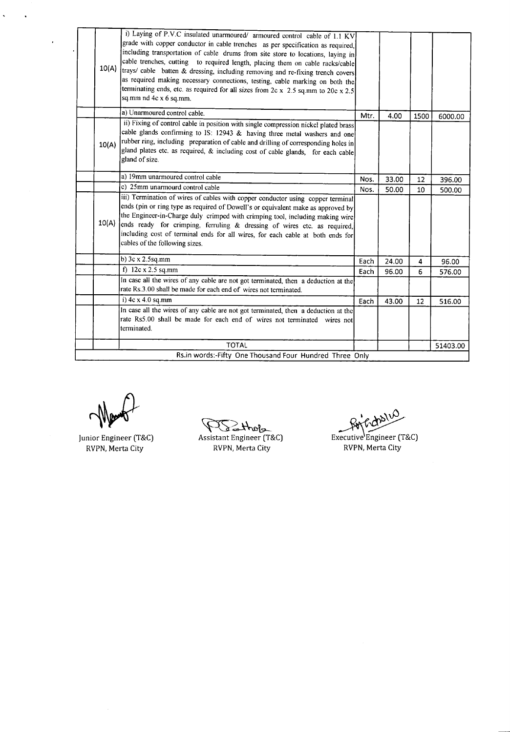| | | | | | | |
|---|---|---|---|---|---|---|
| | 10(A) | i) Laying of P.V.C insulated unarmoured/ armoured control cable of 1.1 KV grade with copper conductor in cable trenches as per specification as required, including transportation of cable drums from site store to locations, laying in cable trenches, cutting to required length, placing them on cable racks/cable trays/ cable batten & dressing, including removing and re-fixing trench covers as required making necessary connections, testing, cable marking on both the terminating ends, etc. as required for all sizes from 2c x 2.5 sq.mm to 20c x 2.5 sq.mm nd 4c x 6 sq.mm. | | | | |
| | | a) Unarmoured control cable. | Mtr. | 4.00 | 1500 | 6000.00 |
| | 10(A) | ii) Fixing of control cable in position with single compression nickel plated brass cable glands confirming to IS: 12943 & having three metal washers and one rubber ring, including preparation of cable and drilling of corresponding holes in gland plates etc. as required, & including cost of cable glands, for each cable gland of size. | | | | |
| | | a) 19mm unarmoured control cable | Nos. | 33.00 | 12 | 396.00 |
| | | c) 25mm unarmourd control cable | Nos. | 50.00 | 10 | 500.00 |
| | 10(A) | iii) Termination of wires of cables with copper conductor using copper terminal ends (pin or ring type as required of Dowell's or equivalent make as approved by the Engineer-in-Charge duly crimped with crimping tool, including making wire ends ready for crimping, ferruling & dressing of wires etc. as required, including cost of terminal ends for all wires, for each cable at both ends for cables of the following sizes. | | | | |
| | | b) 3c x 2.5sq.mm | Each | 24.00 | 4 | 96.00 |
| | | f) 12c x 2.5 sq.mm | Each | 96.00 | 6 | 576.00 |
| | | In case all the wires of any cable are not got terminated, then a deduction at the rate Rs.3.00 shall be made for each end of wires not terminated. | | | | |
| | | i) 4c x 4.0 sq.mm | Each | 43.00 | 12 | 516.00 |
| | | In case all the wires of any cable are not got terminated, then a deduction at the rate Rs5.00 shall be made for each end of wires not terminated wires not terminated. | | | | |
| | | TOTAL | | | | 51403.00 |
| | | Rs.in words:-Fifty One Thousand Four Hundred Three Only | | | | |

Junior Engineer (T&C)
RVPN, Merta City

Assistant Engineer (T&C)
RVPN, Merta City

Executive Engineer (T&C)
RVPN, Merta City